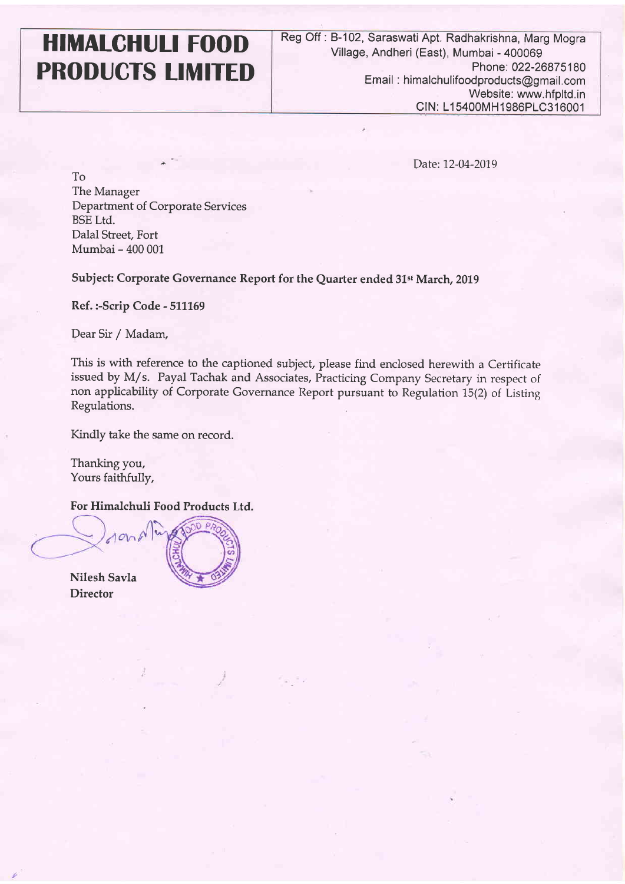# HIMALCHULI FOOD PRODUCTS LIMITED

Reg Off : B-102, Saraswati Apt. Radhakrishna, Marg Mogra Village, Andheri (East), Mumbai - 400069
Phone: 022-26875180
Email : himalchulifoodproducts@gmail.com
Website: www.hfpltd.in
CIN: L15400MH1986PLC316001

Date: 12-04-2019

To
The Manager
Department of Corporate Services
BSE Ltd.
Dalal Street, Fort
Mumbai – 400 001

**Subject: Corporate Governance Report for the Quarter ended 31st March, 2019**

**Ref. :-Scrip Code - 511169**

Dear Sir / Madam,

This is with reference to the captioned subject, please find enclosed herewith a Certificate issued by M/s. Payal Tachak and Associates, Practicing Company Secretary in respect of non applicability of Corporate Governance Report pursuant to Regulation 15(2) of Listing Regulations.

Kindly take the same on record.

Thanking you,
Yours faithfully,

**For Himalchuli Food Products Ltd.**

**Nilesh Savla**
**Director**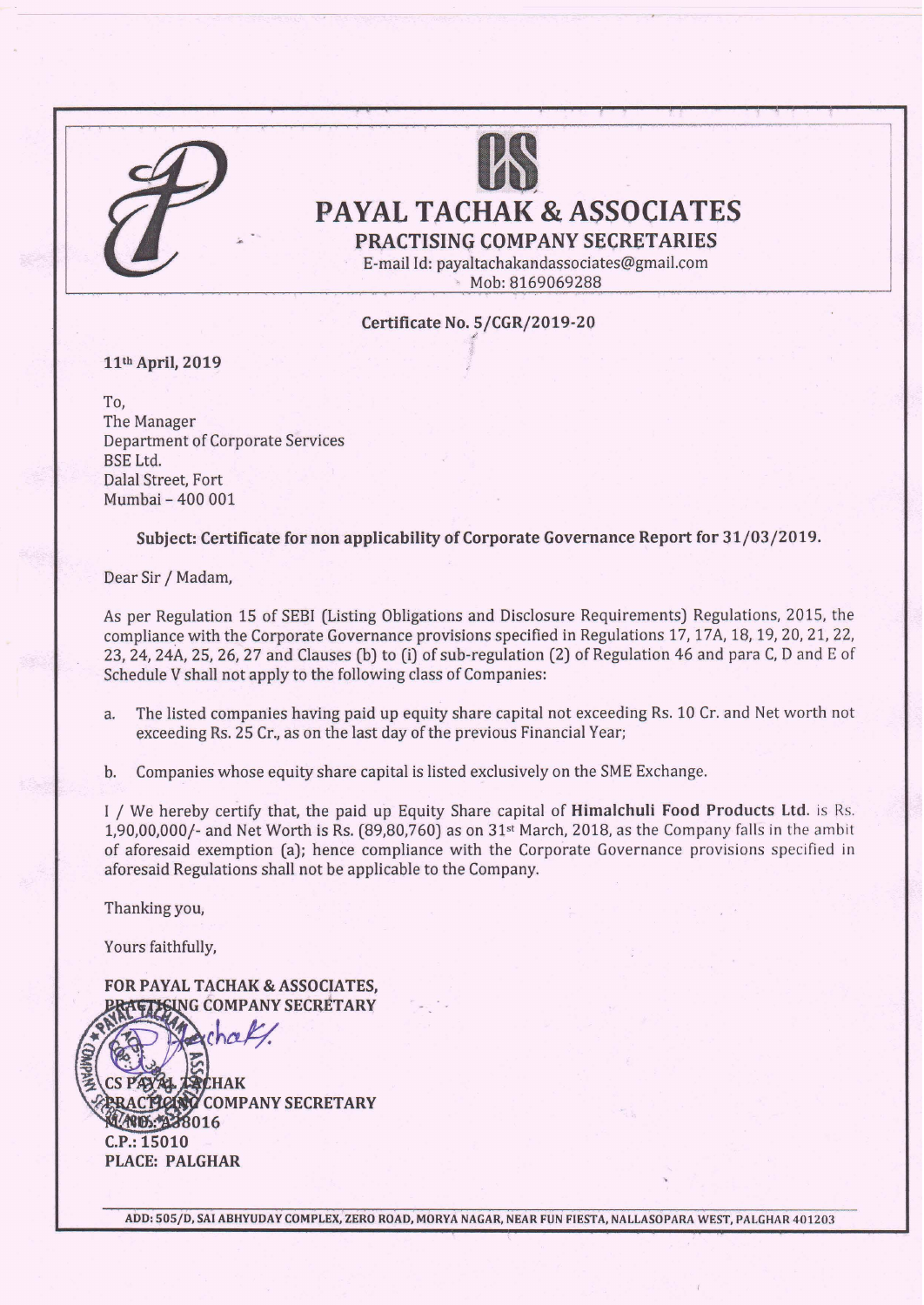# PAYAL TACHAK & ASSOCIATES

## PRACTISING COMPANY SECRETARIES

E-mail Id: payaltachakandassociates@gmail.com
Mob: 8169069288

**Certificate No. 5/CGR/2019-20**

**11th April, 2019**

To,
The Manager
Department of Corporate Services
BSE Ltd.
Dalal Street, Fort
Mumbai – 400 001

**Subject: Certificate for non applicability of Corporate Governance Report for 31/03/2019.**

Dear Sir / Madam,

As per Regulation 15 of SEBI (Listing Obligations and Disclosure Requirements) Regulations, 2015, the compliance with the Corporate Governance provisions specified in Regulations 17, 17A, 18, 19, 20, 21, 22, 23, 24, 24A, 25, 26, 27 and Clauses (b) to (i) of sub-regulation (2) of Regulation 46 and para C, D and E of Schedule V shall not apply to the following class of Companies:

a. The listed companies having paid up equity share capital not exceeding Rs. 10 Cr. and Net worth not exceeding Rs. 25 Cr., as on the last day of the previous Financial Year;

b. Companies whose equity share capital is listed exclusively on the SME Exchange.

I / We hereby certify that, the paid up Equity Share capital of **Himalchuli Food Products Ltd.** is Rs. 1,90,00,000/- and Net Worth is Rs. (89,80,760) as on 31st March, 2018, as the Company falls in the ambit of aforesaid exemption (a); hence compliance with the Corporate Governance provisions specified in aforesaid Regulations shall not be applicable to the Company.

Thanking you,

Yours faithfully,

**FOR PAYAL TACHAK & ASSOCIATES,**
**PRACTISING COMPANY SECRETARY**

**CS PAYAL TACHAK**
**PRACTISING COMPANY SECRETARY**
**M.NO.: A38016**
**C.P.: 15010**
**PLACE: PALGHAR**

ADD: 505/D, SAI ABHYUDAY COMPLEX, ZERO ROAD, MORYA NAGAR, NEAR FUN FIESTA, NALLASOPARA WEST, PALGHAR 401203